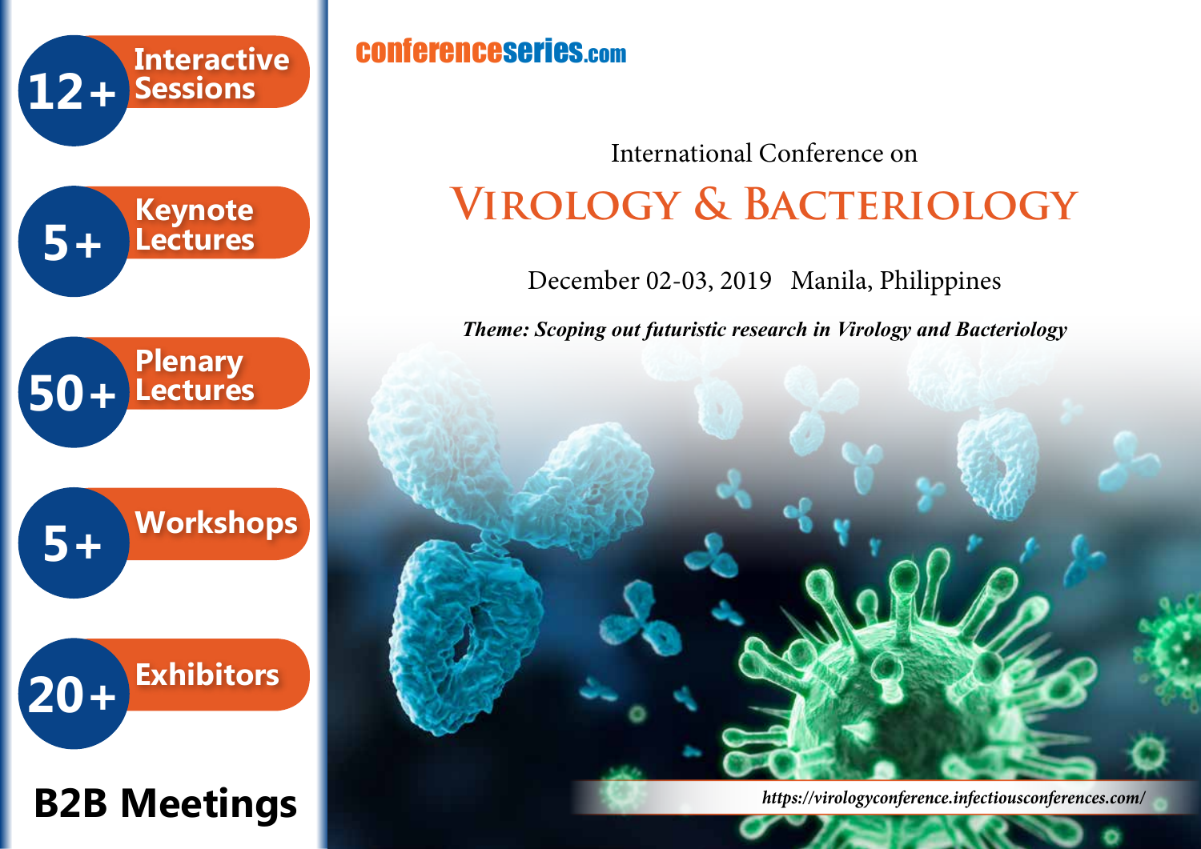conferenceseries.com

International Conference on

# Virology & Bacteriology

December 02-03, 2019 Manila, Philippines

***Theme: Scoping out futuristic research in Virology and Bacteriology***

- **12+** Interactive Sessions
- **5+** Keynote Lectures
- **50+** Plenary Lectures
- **5+** Workshops
- **20+** Exhibitors

**B2B Meetings**

*https://virologyconference.infectiousconferences.com/*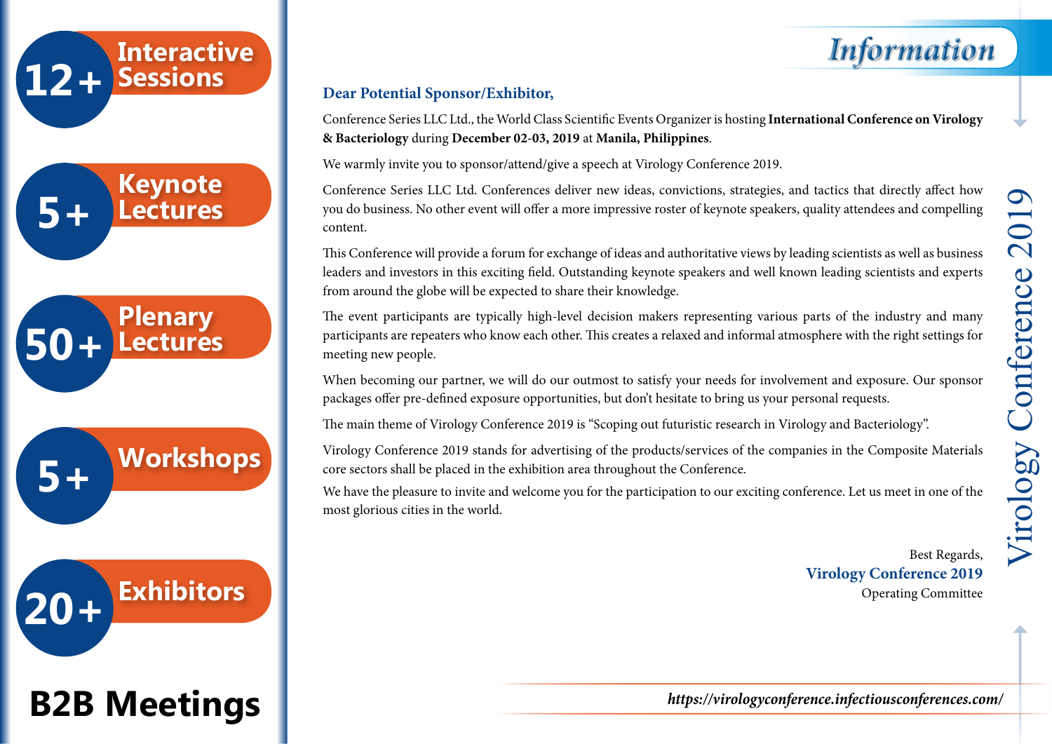- **12+** Interactive Sessions
- **5+** Keynote Lectures
- **50+** Plenary Lectures
- **5+** Workshops
- **20+** Exhibitors

**B2B Meetings**

# Information

## Dear Potential Sponsor/Exhibitor,

Conference Series LLC Ltd., the World Class Scientific Events Organizer is hosting **International Conference on Virology & Bacteriology** during **December 02-03, 2019** at **Manila, Philippines**.

We warmly invite you to sponsor/attend/give a speech at Virology Conference 2019.

Conference Series LLC Ltd. Conferences deliver new ideas, convictions, strategies, and tactics that directly affect how you do business. No other event will offer a more impressive roster of keynote speakers, quality attendees and compelling content.

This Conference will provide a forum for exchange of ideas and authoritative views by leading scientists as well as business leaders and investors in this exciting field. Outstanding keynote speakers and well known leading scientists and experts from around the globe will be expected to share their knowledge.

The event participants are typically high-level decision makers representing various parts of the industry and many participants are repeaters who know each other. This creates a relaxed and informal atmosphere with the right settings for meeting new people.

When becoming our partner, we will do our outmost to satisfy your needs for involvement and exposure. Our sponsor packages offer pre-defined exposure opportunities, but don't hesitate to bring us your personal requests.

The main theme of Virology Conference 2019 is "Scoping out futuristic research in Virology and Bacteriology".

Virology Conference 2019 stands for advertising of the products/services of the companies in the Composite Materials core sectors shall be placed in the exhibition area throughout the Conference.

We have the pleasure to invite and welcome you for the participation to our exciting conference. Let us meet in one of the most glorious cities in the world.

Best Regards,
**Virology Conference 2019**
Operating Committee

Virology Conference 2019

*https://virologyconference.infectiousconferences.com/*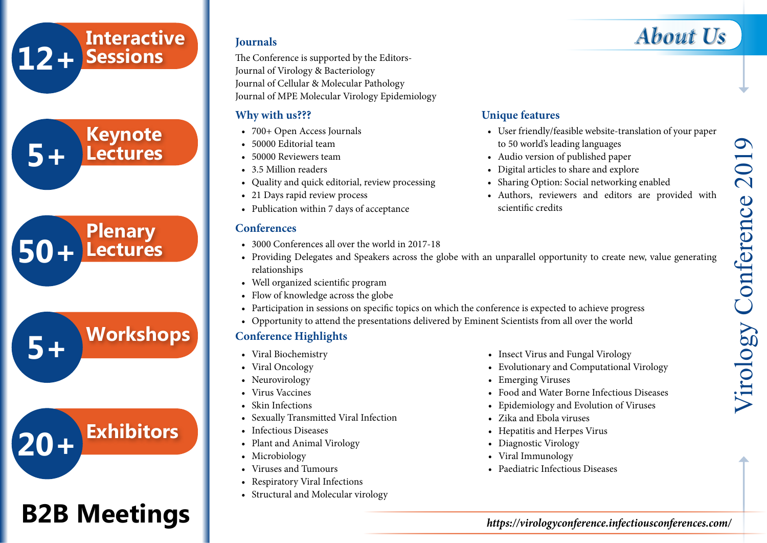**12+** Interactive Sessions

**5+** Keynote Lectures

**50+** Plenary Lectures

**5+** Workshops

**20+** Exhibitors

**B2B Meetings**

## About Us

### Journals

The Conference is supported by the Editors-
Journal of Virology & Bacteriology
Journal of Cellular & Molecular Pathology
Journal of MPE Molecular Virology Epidemiology

### Why with us???

- 700+ Open Access Journals
- 50000 Editorial team
- 50000 Reviewers team
- 3.5 Million readers
- Quality and quick editorial, review processing
- 21 Days rapid review process
- Publication within 7 days of acceptance

### Unique features

- User friendly/feasible website-translation of your paper to 50 world's leading languages
- Audio version of published paper
- Digital articles to share and explore
- Sharing Option: Social networking enabled
- Authors, reviewers and editors are provided with scientific credits

### Conferences

- 3000 Conferences all over the world in 2017-18
- Providing Delegates and Speakers across the globe with an unparallel opportunity to create new, value generating relationships
- Well organized scientific program
- Flow of knowledge across the globe
- Participation in sessions on specific topics on which the conference is expected to achieve progress
- Opportunity to attend the presentations delivered by Eminent Scientists from all over the world

### Conference Highlights

- Viral Biochemistry
- Viral Oncology
- Neurovirology
- Virus Vaccines
- Skin Infections
- Sexually Transmitted Viral Infection
- Infectious Diseases
- Plant and Animal Virology
- Microbiology
- Viruses and Tumours
- Respiratory Viral Infections
- Structural and Molecular virology
- Insect Virus and Fungal Virology
- Evolutionary and Computational Virology
- Emerging Viruses
- Food and Water Borne Infectious Diseases
- Epidemiology and Evolution of Viruses
- Zika and Ebola viruses
- Hepatitis and Herpes Virus
- Diagnostic Virology
- Viral Immunology
- Paediatric Infectious Diseases

Virology Conference 2019

*https://virologyconference.infectiousconferences.com/*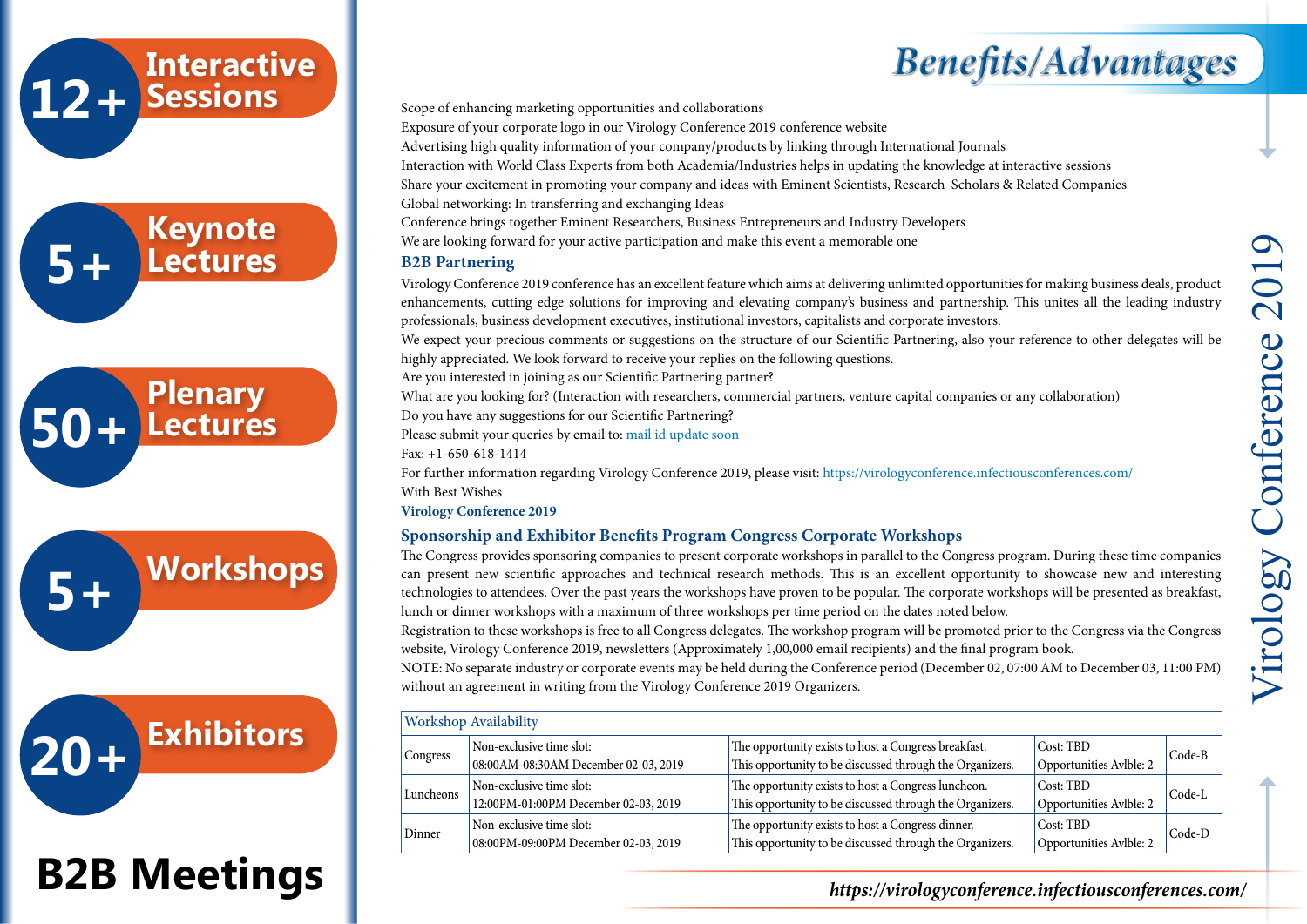**12+** Interactive Sessions

**5+** Keynote Lectures

**50+** Plenary Lectures

**5+** Workshops

**20+** Exhibitors

**B2B Meetings**

# Benefits/Advantages

Scope of enhancing marketing opportunities and collaborations
Exposure of your corporate logo in our Virology Conference 2019 conference website
Advertising high quality information of your company/products by linking through International Journals
Interaction with World Class Experts from both Academia/Industries helps in updating the knowledge at interactive sessions
Share your excitement in promoting your company and ideas with Eminent Scientists, Research Scholars & Related Companies
Global networking: In transferring and exchanging Ideas
Conference brings together Eminent Researchers, Business Entrepreneurs and Industry Developers
We are looking forward for your active participation and make this event a memorable one

## B2B Partnering

Virology Conference 2019 conference has an excellent feature which aims at delivering unlimited opportunities for making business deals, product enhancements, cutting edge solutions for improving and elevating company's business and partnership. This unites all the leading industry professionals, business development executives, institutional investors, capitalists and corporate investors.

We expect your precious comments or suggestions on the structure of our Scientific Partnering, also your reference to other delegates will be highly appreciated. We look forward to receive your replies on the following questions.

Are you interested in joining as our Scientific Partnering partner?
What are you looking for? (Interaction with researchers, commercial partners, venture capital companies or any collaboration)
Do you have any suggestions for our Scientific Partnering?
Please submit your queries by email to: mail id update soon
Fax: +1-650-618-1414
For further information regarding Virology Conference 2019, please visit: https://virologyconference.infectiousconferences.com/
With Best Wishes
**Virology Conference 2019**

## Sponsorship and Exhibitor Benefits Program Congress Corporate Workshops

The Congress provides sponsoring companies to present corporate workshops in parallel to the Congress program. During these time companies can present new scientific approaches and technical research methods. This is an excellent opportunity to showcase new and interesting technologies to attendees. Over the past years the workshops have proven to be popular. The corporate workshops will be presented as breakfast, lunch or dinner workshops with a maximum of three workshops per time period on the dates noted below.

Registration to these workshops is free to all Congress delegates. The workshop program will be promoted prior to the Congress via the Congress website, Virology Conference 2019, newsletters (Approximately 1,00,000 email recipients) and the final program book.

NOTE: No separate industry or corporate events may be held during the Conference period (December 02, 07:00 AM to December 03, 11:00 PM) without an agreement in writing from the Virology Conference 2019 Organizers.

| Workshop Availability | | | | |
|---|---|---|---|---|
| Congress | Non-exclusive time slot: 08:00AM-08:30AM December 02-03, 2019 | The opportunity exists to host a Congress breakfast. This opportunity to be discussed through the Organizers. | Cost: TBD Opportunities Avlble: 2 | Code-B |
| Luncheons | Non-exclusive time slot: 12:00PM-01:00PM December 02-03, 2019 | The opportunity exists to host a Congress luncheon. This opportunity to be discussed through the Organizers. | Cost: TBD Opportunities Avlble: 2 | Code-L |
| Dinner | Non-exclusive time slot: 08:00PM-09:00PM December 02-03, 2019 | The opportunity exists to host a Congress dinner. This opportunity to be discussed through the Organizers. | Cost: TBD Opportunities Avlble: 2 | Code-D |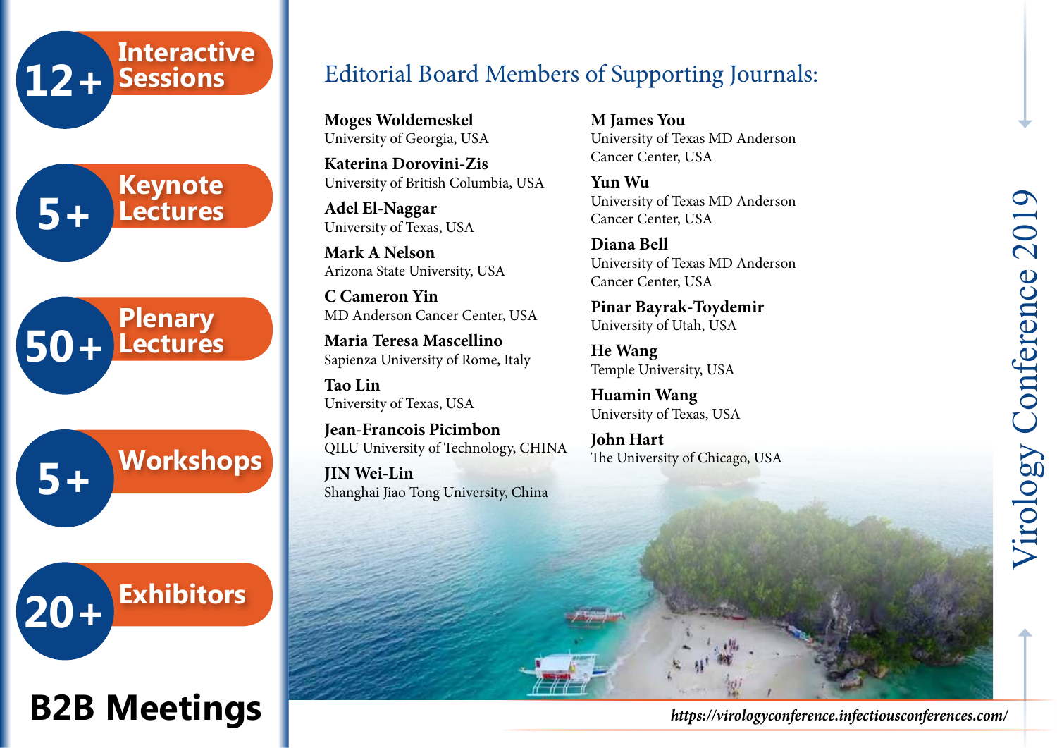**12+** Interactive Sessions

**5+** Keynote Lectures

**50+** Plenary Lectures

**5+** Workshops

**20+** Exhibitors

**B2B Meetings**

## Editorial Board Members of Supporting Journals:

**Moges Woldemeskel**
University of Georgia, USA

**Katerina Dorovini-Zis**
University of British Columbia, USA

**Adel El-Naggar**
University of Texas, USA

**Mark A Nelson**
Arizona State University, USA

**C Cameron Yin**
MD Anderson Cancer Center, USA

**Maria Teresa Mascellino**
Sapienza University of Rome, Italy

**Tao Lin**
University of Texas, USA

**Jean-Francois Picimbon**
QILU University of Technology, CHINA

**JIN Wei-Lin**
Shanghai Jiao Tong University, China

**M James You**
University of Texas MD Anderson Cancer Center, USA

**Yun Wu**
University of Texas MD Anderson Cancer Center, USA

**Diana Bell**
University of Texas MD Anderson Cancer Center, USA

**Pinar Bayrak-Toydemir**
University of Utah, USA

**He Wang**
Temple University, USA

**Huamin Wang**
University of Texas, USA

**John Hart**
The University of Chicago, USA

Virology Conference 2019

*https://virologyconference.infectiousconferences.com/*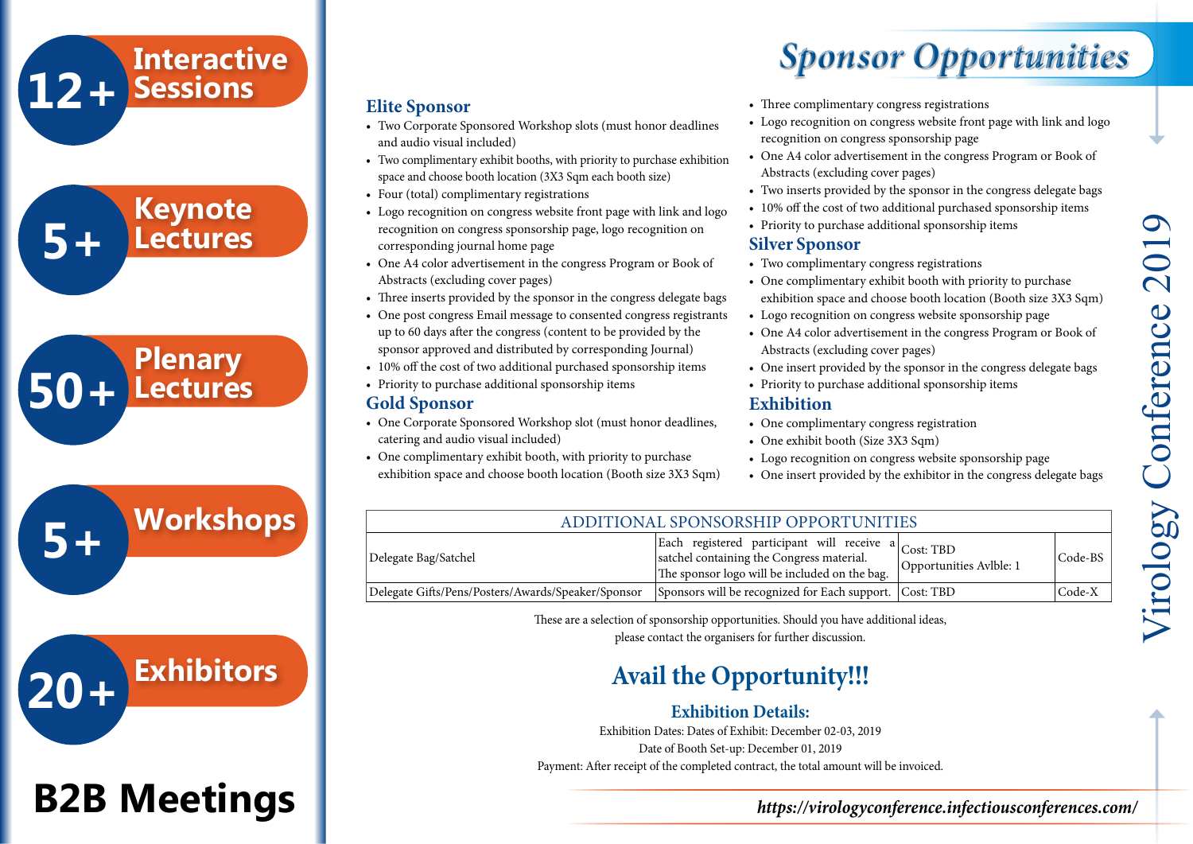**12+** Interactive Sessions

**5+** Keynote Lectures

**50+** Plenary Lectures

**5+** Workshops

**20+** Exhibitors

**B2B Meetings**

# Sponsor Opportunities

## Elite Sponsor

- Two Corporate Sponsored Workshop slots (must honor deadlines and audio visual included)
- Two complimentary exhibit booths, with priority to purchase exhibition space and choose booth location (3X3 Sqm each booth size)
- Four (total) complimentary registrations
- Logo recognition on congress website front page with link and logo recognition on congress sponsorship page, logo recognition on corresponding journal home page
- One A4 color advertisement in the congress Program or Book of Abstracts (excluding cover pages)
- Three inserts provided by the sponsor in the congress delegate bags
- One post congress Email message to consented congress registrants up to 60 days after the congress (content to be provided by the sponsor approved and distributed by corresponding Journal)
- 10% off the cost of two additional purchased sponsorship items
- Priority to purchase additional sponsorship items

## Gold Sponsor

- One Corporate Sponsored Workshop slot (must honor deadlines, catering and audio visual included)
- One complimentary exhibit booth, with priority to purchase exhibition space and choose booth location (Booth size 3X3 Sqm)
- Three complimentary congress registrations
- Logo recognition on congress website front page with link and logo recognition on congress sponsorship page
- One A4 color advertisement in the congress Program or Book of Abstracts (excluding cover pages)
- Two inserts provided by the sponsor in the congress delegate bags
- 10% off the cost of two additional purchased sponsorship items
- Priority to purchase additional sponsorship items

## Silver Sponsor

- Two complimentary congress registrations
- One complimentary exhibit booth with priority to purchase exhibition space and choose booth location (Booth size 3X3 Sqm)
- Logo recognition on congress website sponsorship page
- One A4 color advertisement in the congress Program or Book of Abstracts (excluding cover pages)
- One insert provided by the sponsor in the congress delegate bags
- Priority to purchase additional sponsorship items

## Exhibition

- One complimentary congress registration
- One exhibit booth (Size 3X3 Sqm)
- Logo recognition on congress website sponsorship page
- One insert provided by the exhibitor in the congress delegate bags

| ADDITIONAL SPONSORSHIP OPPORTUNITIES | | | |
|---|---|---|---|
| Delegate Bag/Satchel | Each registered participant will receive a satchel containing the Congress material. The sponsor logo will be included on the bag. | Cost: TBD Opportunities Avlble: 1 | Code-BS |
| Delegate Gifts/Pens/Posters/Awards/Speaker/Sponsor | Sponsors will be recognized for Each support. | Cost: TBD | Code-X |

These are a selection of sponsorship opportunities. Should you have additional ideas, please contact the organisers for further discussion.

## Avail the Opportunity!!!

### Exhibition Details:

Exhibition Dates: Dates of Exhibit: December 02-03, 2019

Date of Booth Set-up: December 01, 2019

Payment: After receipt of the completed contract, the total amount will be invoiced.

Virology Conference 2019

*https://virologyconference.infectiousconferences.com/*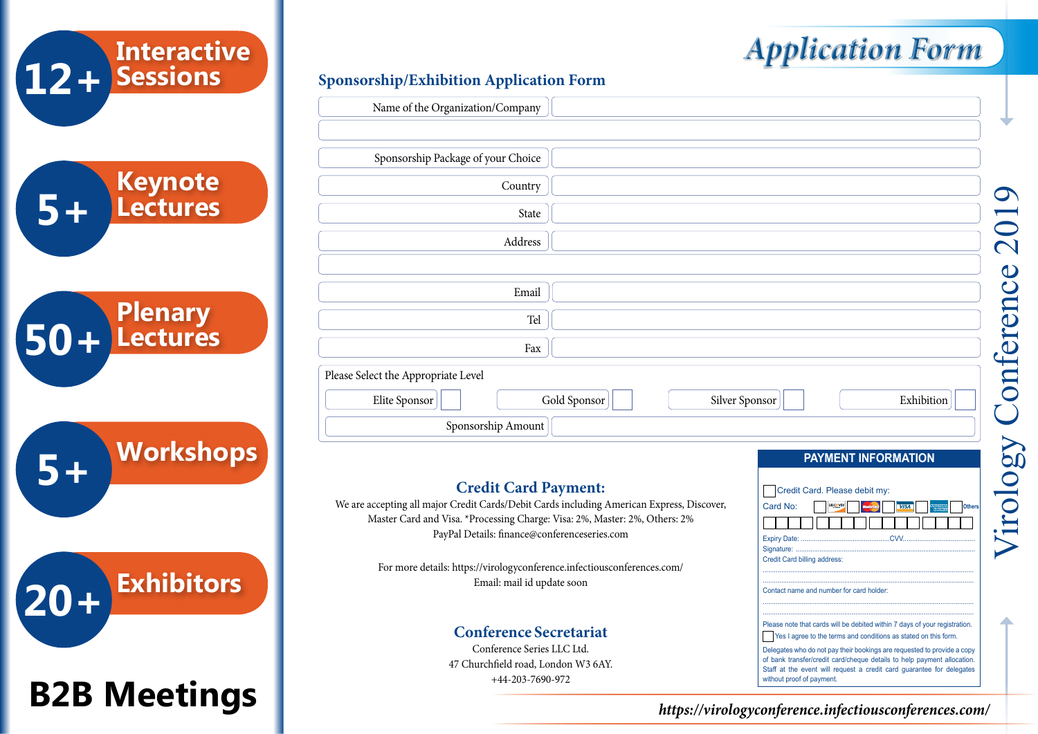**12+** Interactive Sessions

**5+** Keynote Lectures

**50+** Plenary Lectures

**5+** Workshops

**20+** Exhibitors

**B2B Meetings**

# Application Form

## Sponsorship/Exhibition Application Form

| | |
|---|---|
| Name of the Organization/Company | |
| | |
| Sponsorship Package of your Choice | |
| Country | |
| State | |
| Address | |
| | |
| Email | |
| Tel | |
| Fax | |

Please Select the Appropriate Level

| | | | | | | | |
|---|---|---|---|---|---|---|---|
| Elite Sponsor | ☐ | Gold Sponsor | ☐ | Silver Sponsor | ☐ | Exhibition | ☐ |

| | |
|---|---|
| Sponsorship Amount | |

### Credit Card Payment:

We are accepting all major Credit Cards/Debit Cards including American Express, Discover, Master Card and Visa. *Processing Charge: Visa: 2%, Master: 2%, Others: 2%
PayPal Details: finance@conferenceseries.com

For more details: https://virologyconference.infectiousconferences.com/
Email: mail id update soon

### Conference Secretariat

Conference Series LLC Ltd.
47 Churchfield road, London W3 6AY.
+44-203-7690-972

### PAYMENT INFORMATION

☐ Credit Card. Please debit my:

Card No: ☐ Discover ☐ MasterCard ☐ VISA ☐ American Express ☐ Others

Expiry Date: ................................................CVV.....................................

Signature: ..............................................................................................

Credit Card billing address:

.............................................................................................................

Contact name and number for card holder:

.............................................................................................................

Please note that cards will be debited within 7 days of your registration.

☐ Yes I agree to the terms and conditions as stated on this form.

Delegates who do not pay their bookings are requested to provide a copy of bank transfer/credit card/cheque details to help payment allocation. Staff at the event will request a credit card guarantee for delegates without proof of payment.

Virology Conference 2019

*https://virologyconference.infectiousconferences.com/*